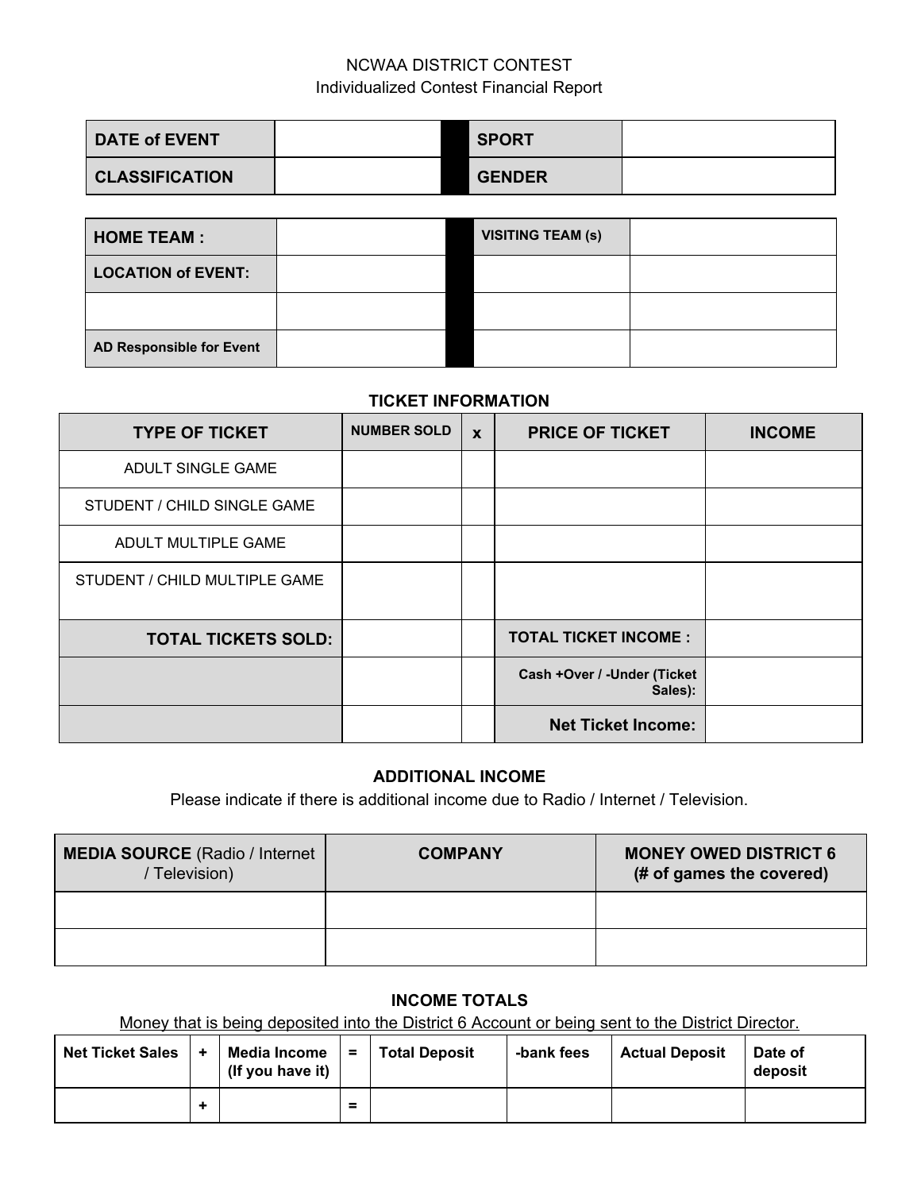NCWAA DISTRICT CONTEST

Individualized Contest Financial Report

| DATE of EVENT | | | SPORT | |
|---|---|---|---|---|
| CLASSIFICATION | | | GENDER | |

| HOME TEAM : | | | VISITING TEAM (s) | |
|---|---|---|---|---|
| LOCATION of EVENT: | | | | |
| | | | | |
| AD Responsible for Event | | | | |

### TICKET INFORMATION

| TYPE OF TICKET | NUMBER SOLD | x | PRICE OF TICKET | INCOME |
|---|---|---|---|---|
| ADULT SINGLE GAME | | | | |
| STUDENT / CHILD SINGLE GAME | | | | |
| ADULT MULTIPLE GAME | | | | |
| STUDENT / CHILD MULTIPLE GAME | | | | |
| TOTAL TICKETS SOLD: | | | TOTAL TICKET INCOME : | |
| | | | Cash +Over / -Under (Ticket Sales): | |
| | | | Net Ticket Income: | |

### ADDITIONAL INCOME

Please indicate if there is additional income due to Radio / Internet / Television.

| MEDIA SOURCE (Radio / Internet / Television) | COMPANY | MONEY OWED DISTRICT 6 (# of games the covered) |
|---|---|---|
| | | |
| | | |

### INCOME TOTALS

Money that is being deposited into the District 6 Account or being sent to the District Director.

| Net Ticket Sales | + | Media Income (If you have it) | = | Total Deposit | -bank fees | Actual Deposit | Date of deposit |
|---|---|---|---|---|---|---|---|
| | + | | = | | | | |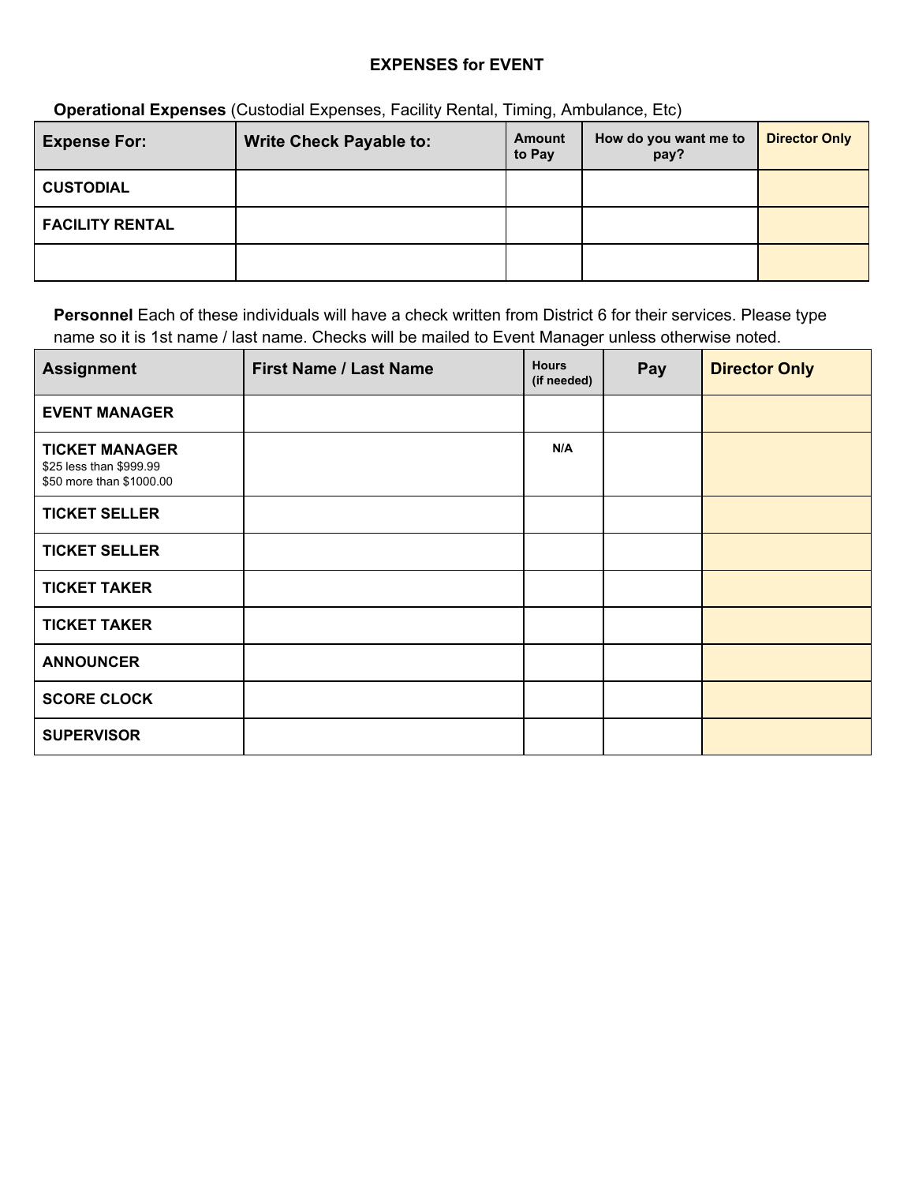**EXPENSES for EVENT**

**Operational Expenses** (Custodial Expenses, Facility Rental, Timing, Ambulance, Etc)

| Expense For: | Write Check Payable to: | Amount to Pay | How do you want me to pay? | Director Only |
|---|---|---|---|---|
| CUSTODIAL | | | | |
| FACILITY RENTAL | | | | |
| | | | | |

**Personnel** Each of these individuals will have a check written from District 6 for their services. Please type name so it is 1st name / last name. Checks will be mailed to Event Manager unless otherwise noted.

| Assignment | First Name / Last Name | Hours (if needed) | Pay | Director Only |
|---|---|---|---|---|
| EVENT MANAGER | | | | |
| TICKET MANAGER<br>$25 less than $999.99<br>$50 more than $1000.00 | | N/A | | |
| TICKET SELLER | | | | |
| TICKET SELLER | | | | |
| TICKET TAKER | | | | |
| TICKET TAKER | | | | |
| ANNOUNCER | | | | |
| SCORE CLOCK | | | | |
| SUPERVISOR | | | | |